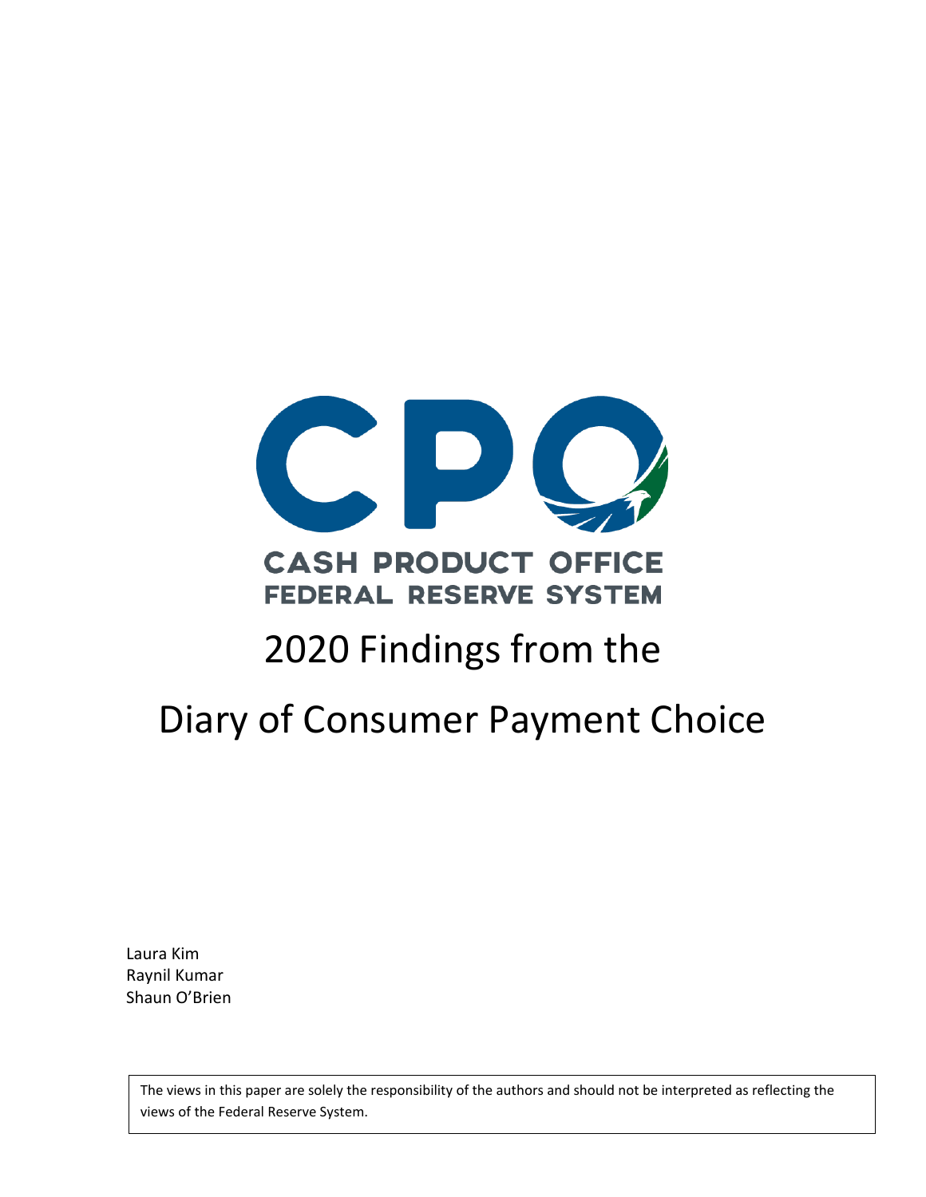CASH PRODUCT OFFICE
FEDERAL RESERVE SYSTEM

# 2020 Findings from the Diary of Consumer Payment Choice

Laura Kim
Raynil Kumar
Shaun O'Brien

The views in this paper are solely the responsibility of the authors and should not be interpreted as reflecting the views of the Federal Reserve System.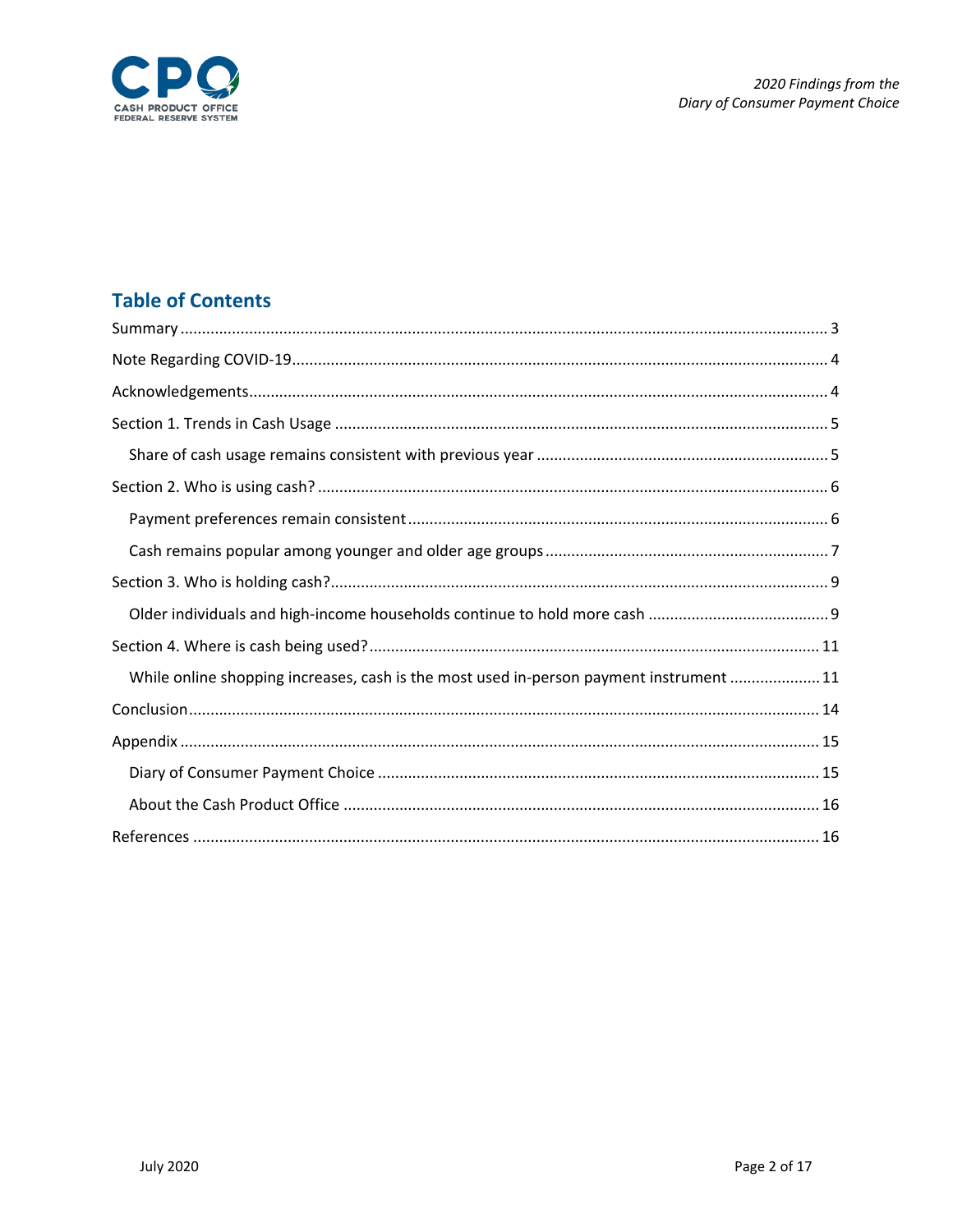## Table of Contents

- Summary ..... 3
- Note Regarding COVID-19 ..... 4
- Acknowledgements ..... 4
- Section 1. Trends in Cash Usage ..... 5
  - Share of cash usage remains consistent with previous year ..... 5
- Section 2. Who is using cash? ..... 6
  - Payment preferences remain consistent ..... 6
  - Cash remains popular among younger and older age groups ..... 7
- Section 3. Who is holding cash? ..... 9
  - Older individuals and high-income households continue to hold more cash ..... 9
- Section 4. Where is cash being used? ..... 11
  - While online shopping increases, cash is the most used in-person payment instrument ..... 11
- Conclusion ..... 14
- Appendix ..... 15
  - Diary of Consumer Payment Choice ..... 15
  - About the Cash Product Office ..... 16
- References ..... 16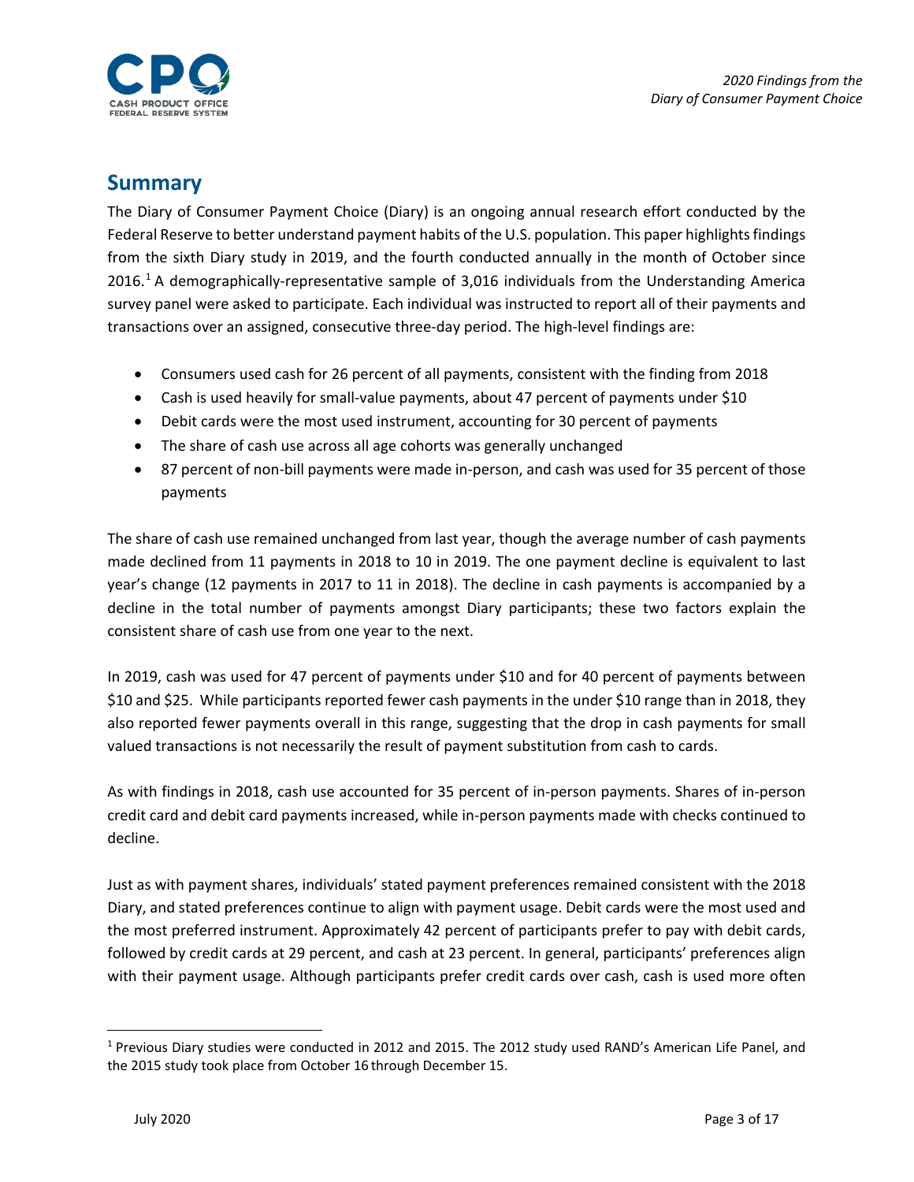## Summary

The Diary of Consumer Payment Choice (Diary) is an ongoing annual research effort conducted by the Federal Reserve to better understand payment habits of the U.S. population. This paper highlights findings from the sixth Diary study in 2019, and the fourth conducted annually in the month of October since 2016.[1] A demographically-representative sample of 3,016 individuals from the Understanding America survey panel were asked to participate. Each individual was instructed to report all of their payments and transactions over an assigned, consecutive three-day period. The high-level findings are:

- Consumers used cash for 26 percent of all payments, consistent with the finding from 2018
- Cash is used heavily for small-value payments, about 47 percent of payments under $10
- Debit cards were the most used instrument, accounting for 30 percent of payments
- The share of cash use across all age cohorts was generally unchanged
- 87 percent of non-bill payments were made in-person, and cash was used for 35 percent of those payments

The share of cash use remained unchanged from last year, though the average number of cash payments made declined from 11 payments in 2018 to 10 in 2019. The one payment decline is equivalent to last year's change (12 payments in 2017 to 11 in 2018). The decline in cash payments is accompanied by a decline in the total number of payments amongst Diary participants; these two factors explain the consistent share of cash use from one year to the next.

In 2019, cash was used for 47 percent of payments under $10 and for 40 percent of payments between $10 and $25. While participants reported fewer cash payments in the under $10 range than in 2018, they also reported fewer payments overall in this range, suggesting that the drop in cash payments for small valued transactions is not necessarily the result of payment substitution from cash to cards.

As with findings in 2018, cash use accounted for 35 percent of in-person payments. Shares of in-person credit card and debit card payments increased, while in-person payments made with checks continued to decline.

Just as with payment shares, individuals' stated payment preferences remained consistent with the 2018 Diary, and stated preferences continue to align with payment usage. Debit cards were the most used and the most preferred instrument. Approximately 42 percent of participants prefer to pay with debit cards, followed by credit cards at 29 percent, and cash at 23 percent. In general, participants' preferences align with their payment usage. Although participants prefer credit cards over cash, cash is used more often

[1] Previous Diary studies were conducted in 2012 and 2015. The 2012 study used RAND's American Life Panel, and the 2015 study took place from October 16 through December 15.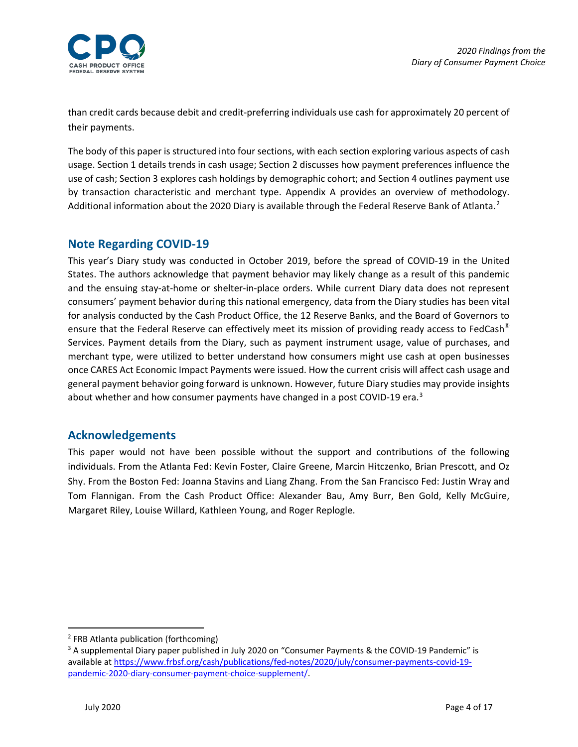than credit cards because debit and credit-preferring individuals use cash for approximately 20 percent of their payments.

The body of this paper is structured into four sections, with each section exploring various aspects of cash usage. Section 1 details trends in cash usage; Section 2 discusses how payment preferences influence the use of cash; Section 3 explores cash holdings by demographic cohort; and Section 4 outlines payment use by transaction characteristic and merchant type. Appendix A provides an overview of methodology. Additional information about the 2020 Diary is available through the Federal Reserve Bank of Atlanta.[2]

## Note Regarding COVID-19

This year's Diary study was conducted in October 2019, before the spread of COVID-19 in the United States. The authors acknowledge that payment behavior may likely change as a result of this pandemic and the ensuing stay-at-home or shelter-in-place orders. While current Diary data does not represent consumers' payment behavior during this national emergency, data from the Diary studies has been vital for analysis conducted by the Cash Product Office, the 12 Reserve Banks, and the Board of Governors to ensure that the Federal Reserve can effectively meet its mission of providing ready access to FedCash® Services. Payment details from the Diary, such as payment instrument usage, value of purchases, and merchant type, were utilized to better understand how consumers might use cash at open businesses once CARES Act Economic Impact Payments were issued. How the current crisis will affect cash usage and general payment behavior going forward is unknown. However, future Diary studies may provide insights about whether and how consumer payments have changed in a post COVID-19 era.[3]

## Acknowledgements

This paper would not have been possible without the support and contributions of the following individuals. From the Atlanta Fed: Kevin Foster, Claire Greene, Marcin Hitczenko, Brian Prescott, and Oz Shy. From the Boston Fed: Joanna Stavins and Liang Zhang. From the San Francisco Fed: Justin Wray and Tom Flannigan. From the Cash Product Office: Alexander Bau, Amy Burr, Ben Gold, Kelly McGuire, Margaret Riley, Louise Willard, Kathleen Young, and Roger Replogle.

---

[2] FRB Atlanta publication (forthcoming)

[3] A supplemental Diary paper published in July 2020 on "Consumer Payments & the COVID-19 Pandemic" is available at https://www.frbsf.org/cash/publications/fed-notes/2020/july/consumer-payments-covid-19-pandemic-2020-diary-consumer-payment-choice-supplement/.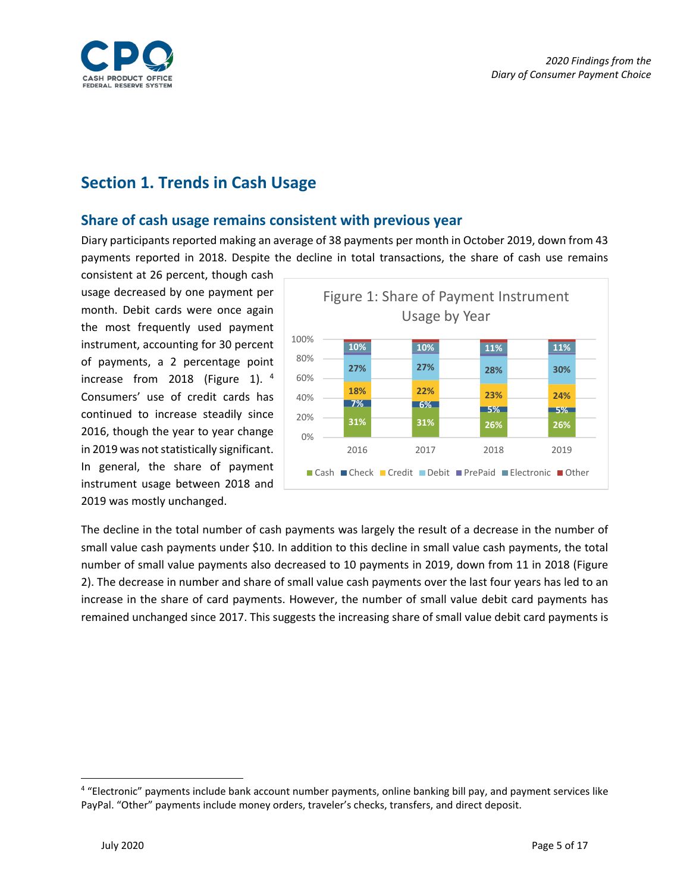## Section 1. Trends in Cash Usage

### Share of cash usage remains consistent with previous year

Diary participants reported making an average of 38 payments per month in October 2019, down from 43 payments reported in 2018. Despite the decline in total transactions, the share of cash use remains consistent at 26 percent, though cash usage decreased by one payment per month. Debit cards were once again the most frequently used payment instrument, accounting for 30 percent of payments, a 2 percentage point increase from 2018 (Figure 1).[4] Consumers' use of credit cards has continued to increase steadily since 2016, though the year to year change in 2019 was not statistically significant. In general, the share of payment instrument usage between 2018 and 2019 was mostly unchanged.

Figure 1: Share of Payment Instrument Usage by Year

| | 2016 | 2017 | 2018 | 2019 |
|---|---|---|---|---|
| Cash | 31% | 31% | 26% | 26% |
| Check | 7% | 6% | 5% | 5% |
| Credit | 18% | 22% | 23% | 24% |
| Debit | 27% | 27% | 28% | 30% |
| Electronic | 10% | 10% | 11% | 11% |

The decline in the total number of cash payments was largely the result of a decrease in the number of small value cash payments under $10. In addition to this decline in small value cash payments, the total number of small value payments also decreased to 10 payments in 2019, down from 11 in 2018 (Figure 2). The decrease in number and share of small value cash payments over the last four years has led to an increase in the share of card payments. However, the number of small value debit card payments has remained unchanged since 2017. This suggests the increasing share of small value debit card payments is

[4] "Electronic" payments include bank account number payments, online banking bill pay, and payment services like PayPal. "Other" payments include money orders, traveler's checks, transfers, and direct deposit.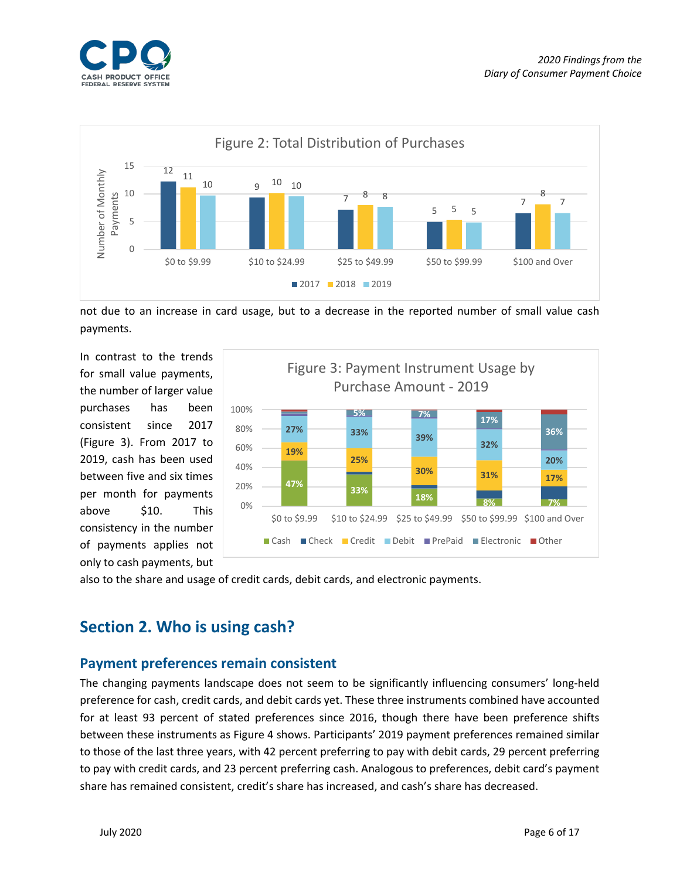Figure 2: Total Distribution of Purchases

| Purchase Amount | 2017 | 2018 | 2019 |
| --- | --- | --- | --- |
| $0 to $9.99 | 12 | 11 | 10 |
| $10 to $24.99 | 9 | 10 | 10 |
| $25 to $49.99 | 7 | 8 | 8 |
| $50 to $99.99 | 5 | 5 | 5 |
| $100 and Over | 7 | 8 | 7 |

not due to an increase in card usage, but to a decrease in the reported number of small value cash payments.

In contrast to the trends for small value payments, the number of larger value purchases has been consistent since 2017 (Figure 3). From 2017 to 2019, cash has been used between five and six times per month for payments above $10. This consistency in the number of payments applies not only to cash payments, but also to the share and usage of credit cards, debit cards, and electronic payments.

Figure 3: Payment Instrument Usage by Purchase Amount - 2019

| Purchase Amount | Cash | Credit | Debit | Electronic |
| --- | --- | --- | --- | --- |
| $0 to $9.99 | 47% | 19% | 27% | |
| $10 to $24.99 | 33% | 25% | 33% | 5% |
| $25 to $49.99 | 18% | 30% | 39% | 7% |
| $50 to $99.99 | 8% | 31% | 32% | 17% |
| $100 and Over | 7% | 17% | 20% | 36% |

## Section 2. Who is using cash?

### Payment preferences remain consistent

The changing payments landscape does not seem to be significantly influencing consumers' long-held preference for cash, credit cards, and debit cards yet. These three instruments combined have accounted for at least 93 percent of stated preferences since 2016, though there have been preference shifts between these instruments as Figure 4 shows. Participants' 2019 payment preferences remained similar to those of the last three years, with 42 percent preferring to pay with debit cards, 29 percent preferring to pay with credit cards, and 23 percent preferring cash. Analogous to preferences, debit card's payment share has remained consistent, credit's share has increased, and cash's share has decreased.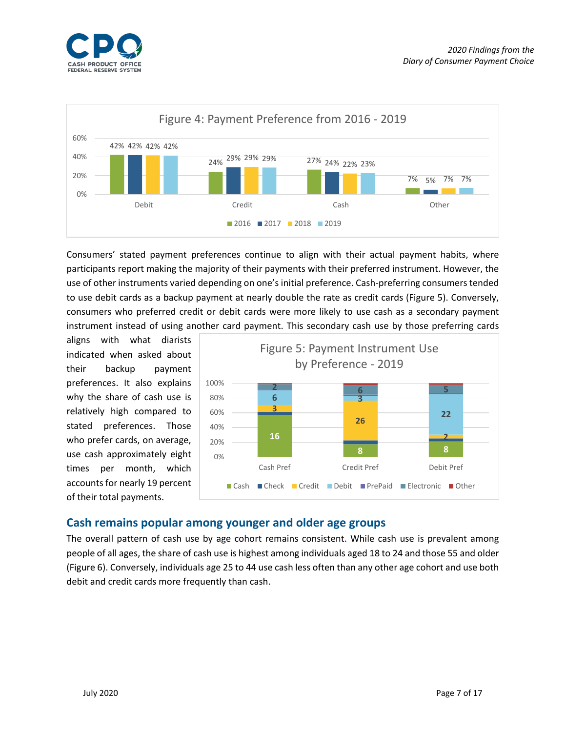**Figure 4: Payment Preference from 2016 - 2019**

| | 2016 | 2017 | 2018 | 2019 |
|---|---|---|---|---|
| Debit | 42% | 42% | 42% | 42% |
| Credit | 24% | 29% | 29% | 29% |
| Cash | 27% | 24% | 22% | 23% |
| Other | 7% | 5% | 7% | 7% |

Consumers' stated payment preferences continue to align with their actual payment habits, where participants report making the majority of their payments with their preferred instrument. However, the use of other instruments varied depending on one's initial preference. Cash-preferring consumers tended to use debit cards as a backup payment at nearly double the rate as credit cards (Figure 5). Conversely, consumers who preferred credit or debit cards were more likely to use cash as a secondary payment instrument instead of using another card payment. This secondary cash use by those preferring cards aligns with what diarists indicated when asked about their backup payment preferences. It also explains why the share of cash use is relatively high compared to stated preferences. Those who prefer cards, on average, use cash approximately eight times per month, which accounts for nearly 19 percent of their total payments.

**Figure 5: Payment Instrument Use by Preference - 2019**

| | Cash | Credit | Debit | Electronic |
|---|---|---|---|---|
| Cash Pref | 16 | 3 | 6 | 2 |
| Credit Pref | 8 | 26 | 3 | 6 |
| Debit Pref | 8 | 2 | 22 | 5 |

## Cash remains popular among younger and older age groups

The overall pattern of cash use by age cohort remains consistent. While cash use is prevalent among people of all ages, the share of cash use is highest among individuals aged 18 to 24 and those 55 and older (Figure 6). Conversely, individuals age 25 to 44 use cash less often than any other age cohort and use both debit and credit cards more frequently than cash.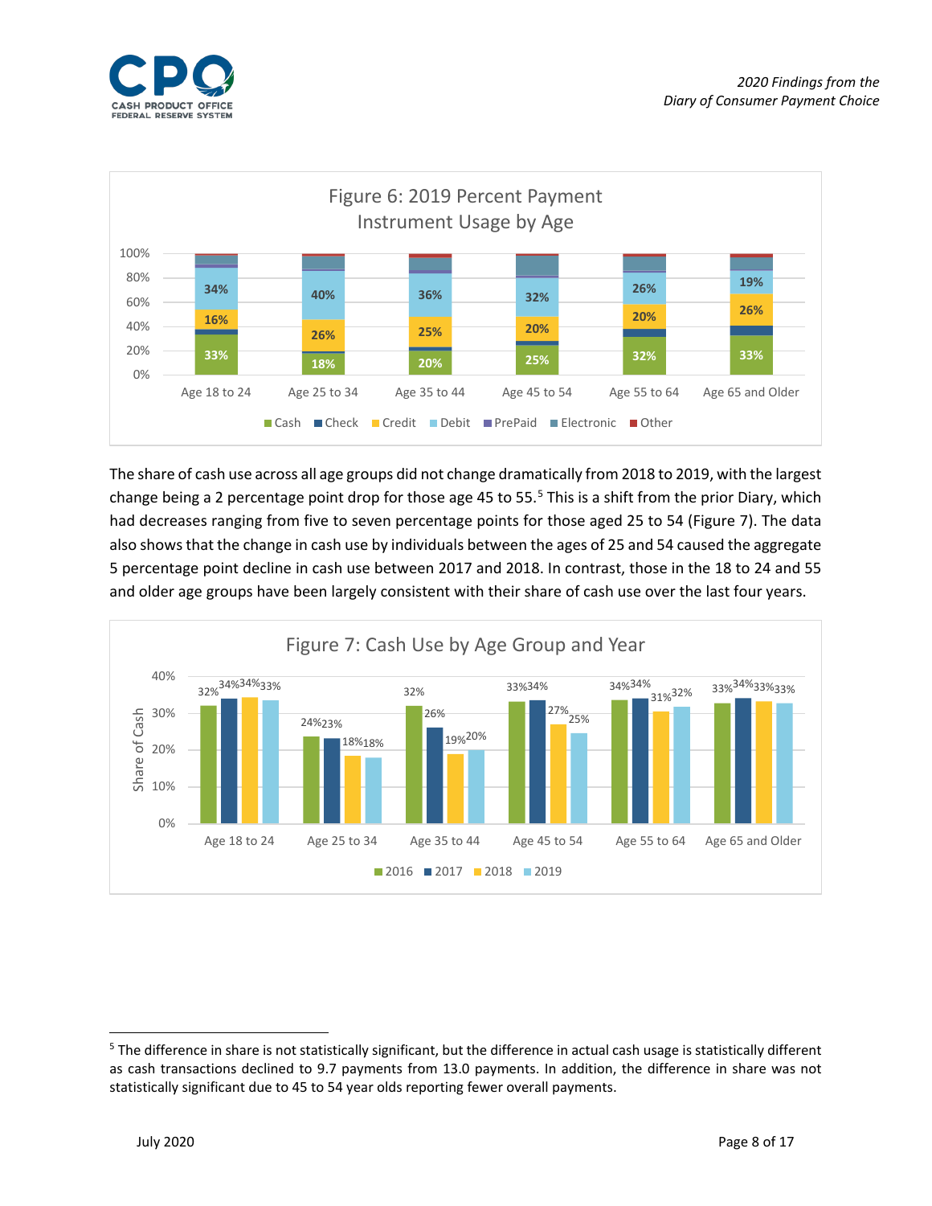Figure 6: 2019 Percent Payment Instrument Usage by Age

| | Age 18 to 24 | Age 25 to 34 | Age 35 to 44 | Age 45 to 54 | Age 55 to 64 | Age 65 and Older |
|---|---|---|---|---|---|---|
| Cash | 33% | 18% | 20% | 25% | 32% | 33% |
| Credit | 16% | 26% | 25% | 20% | 20% | 26% |
| Debit | 34% | 40% | 36% | 32% | 26% | 19% |

Cash ■ Check ■ Credit ■ Debit ■ PrePaid ■ Electronic ■ Other

The share of cash use across all age groups did not change dramatically from 2018 to 2019, with the largest change being a 2 percentage point drop for those age 45 to 55.[5] This is a shift from the prior Diary, which had decreases ranging from five to seven percentage points for those aged 25 to 54 (Figure 7). The data also shows that the change in cash use by individuals between the ages of 25 and 54 caused the aggregate 5 percentage point decline in cash use between 2017 and 2018. In contrast, those in the 18 to 24 and 55 and older age groups have been largely consistent with their share of cash use over the last four years.

Figure 7: Cash Use by Age Group and Year

| Share of Cash | 2016 | 2017 | 2018 | 2019 |
|---|---|---|---|---|
| Age 18 to 24 | 32% | 34% | 34% | 33% |
| Age 25 to 34 | 24% | 23% | 18% | 18% |
| Age 35 to 44 | 32% | 26% | 19% | 20% |
| Age 45 to 54 | 33% | 34% | 27% | 25% |
| Age 55 to 64 | 34% | 34% | 31% | 32% |
| Age 65 and Older | 33% | 34% | 33% | 33% |

---

[5] The difference in share is not statistically significant, but the difference in actual cash usage is statistically different as cash transactions declined to 9.7 payments from 13.0 payments. In addition, the difference in share was not statistically significant due to 45 to 54 year olds reporting fewer overall payments.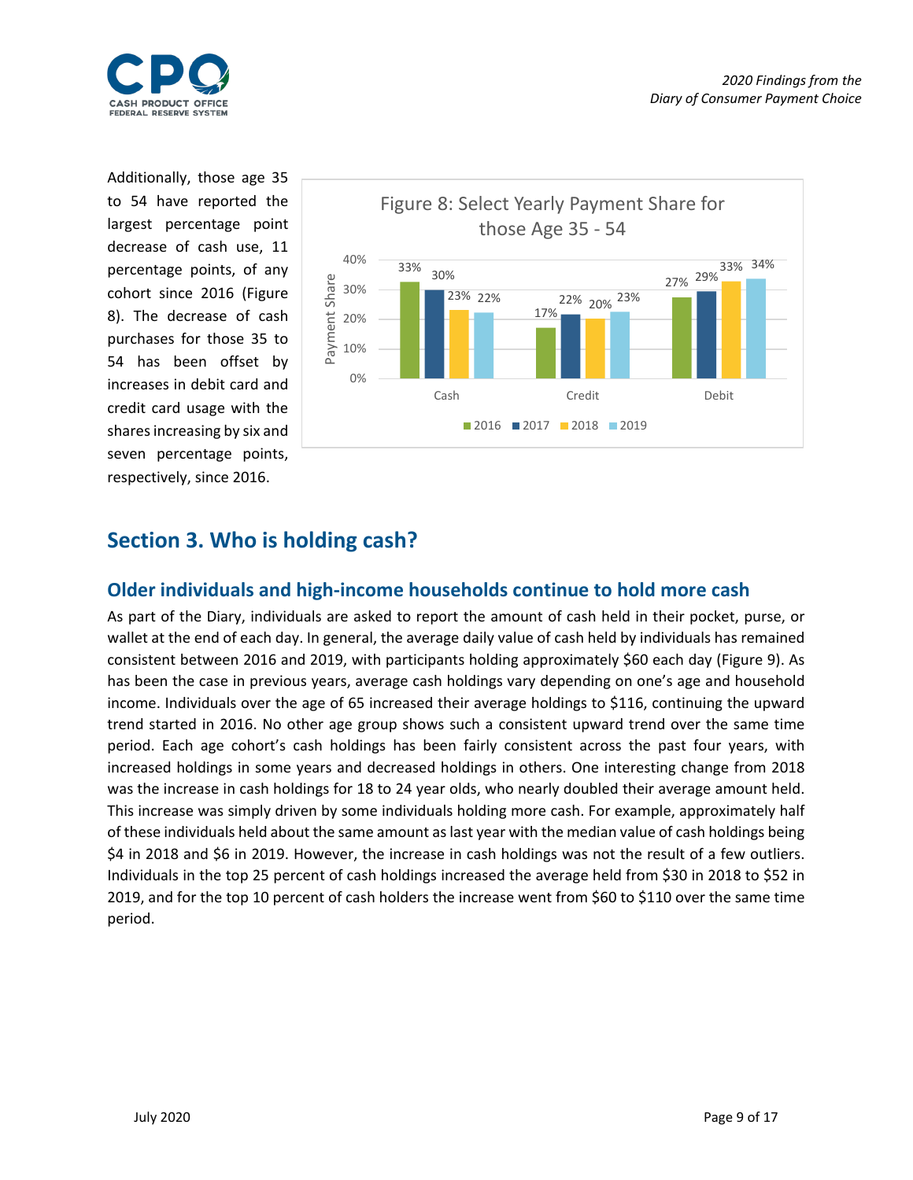Additionally, those age 35 to 54 have reported the largest percentage point decrease of cash use, 11 percentage points, of any cohort since 2016 (Figure 8). The decrease of cash purchases for those 35 to 54 has been offset by increases in debit card and credit card usage with the shares increasing by six and seven percentage points, respectively, since 2016.

**Figure 8: Select Yearly Payment Share for those Age 35 - 54**

| Payment Share | 2016 | 2017 | 2018 | 2019 |
| --- | --- | --- | --- | --- |
| Cash | 33% | 30% | 23% | 22% |
| Credit | 17% | 22% | 20% | 23% |
| Debit | 27% | 29% | 33% | 34% |

## Section 3. Who is holding cash?

### Older individuals and high-income households continue to hold more cash

As part of the Diary, individuals are asked to report the amount of cash held in their pocket, purse, or wallet at the end of each day. In general, the average daily value of cash held by individuals has remained consistent between 2016 and 2019, with participants holding approximately $60 each day (Figure 9). As has been the case in previous years, average cash holdings vary depending on one's age and household income. Individuals over the age of 65 increased their average holdings to $116, continuing the upward trend started in 2016. No other age group shows such a consistent upward trend over the same time period. Each age cohort's cash holdings has been fairly consistent across the past four years, with increased holdings in some years and decreased holdings in others. One interesting change from 2018 was the increase in cash holdings for 18 to 24 year olds, who nearly doubled their average amount held. This increase was simply driven by some individuals holding more cash. For example, approximately half of these individuals held about the same amount as last year with the median value of cash holdings being $4 in 2018 and $6 in 2019. However, the increase in cash holdings was not the result of a few outliers. Individuals in the top 25 percent of cash holdings increased the average held from $30 in 2018 to $52 in 2019, and for the top 10 percent of cash holders the increase went from $60 to $110 over the same time period.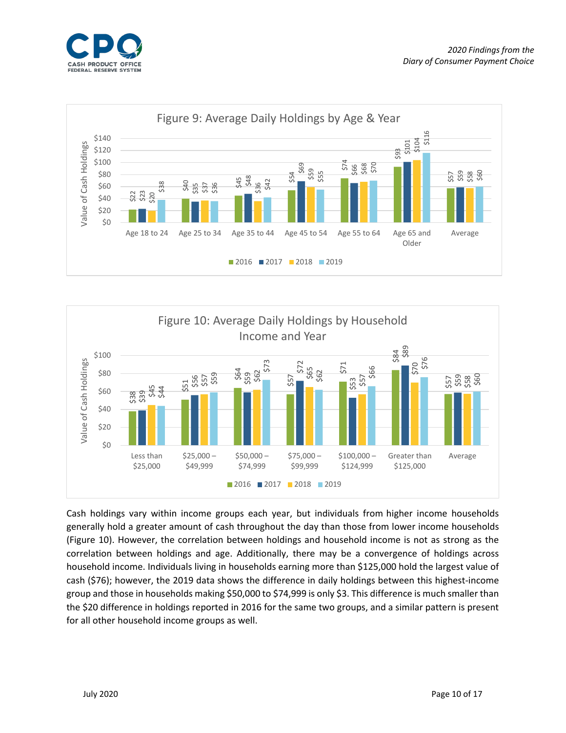**Figure 9: Average Daily Holdings by Age & Year**

| Age group | 2016 | 2017 | 2018 | 2019 |
|---|---|---|---|---|
| Age 18 to 24 | $22 | $23 | $20 | $38 |
| Age 25 to 34 | $40 | $35 | $37 | $36 |
| Age 35 to 44 | $45 | $48 | $36 | $42 |
| Age 45 to 54 | $54 | $69 | $59 | $55 |
| Age 55 to 64 | $74 | $66 | $68 | $70 |
| Age 65 and Older | $93 | $101 | $104 | $116 |
| Average | $57 | $59 | $58 | $60 |

**Figure 10: Average Daily Holdings by Household Income and Year**

| Household income | 2016 | 2017 | 2018 | 2019 |
|---|---|---|---|---|
| Less than $25,000 | $38 | $39 | $45 | $44 |
| $25,000 – $49,999 | $51 | $56 | $57 | $59 |
| $50,000 – $74,999 | $64 | $59 | $62 | $73 |
| $75,000 – $99,999 | $57 | $72 | $65 | $62 |
| $100,000 – $124,999 | $71 | $53 | $57 | $66 |
| Greater than $125,000 | $84 | $89 | $70 | $76 |
| Average | $57 | $59 | $58 | $60 |

Cash holdings vary within income groups each year, but individuals from higher income households generally hold a greater amount of cash throughout the day than those from lower income households (Figure 10). However, the correlation between holdings and household income is not as strong as the correlation between holdings and age. Additionally, there may be a convergence of holdings across household income. Individuals living in households earning more than $125,000 hold the largest value of cash ($76); however, the 2019 data shows the difference in daily holdings between this highest-income group and those in households making $50,000 to $74,999 is only $3. This difference is much smaller than the $20 difference in holdings reported in 2016 for the same two groups, and a similar pattern is present for all other household income groups as well.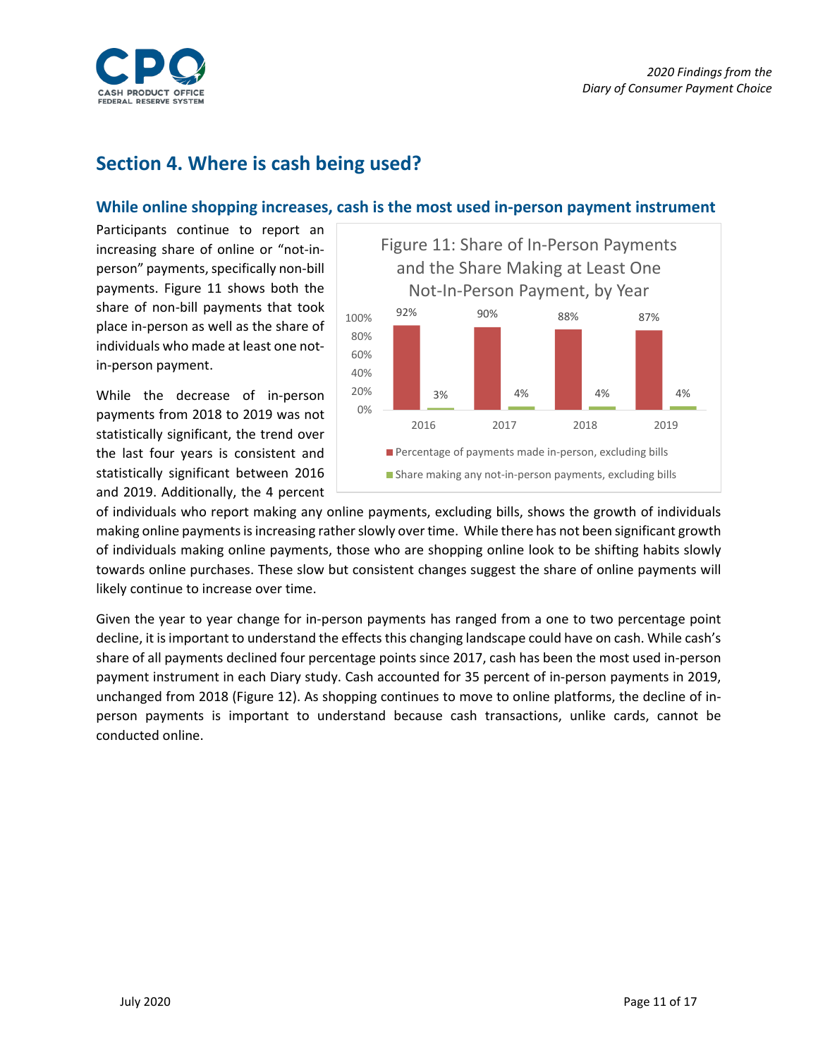## Section 4. Where is cash being used?

### While online shopping increases, cash is the most used in-person payment instrument

Participants continue to report an increasing share of online or "not-in-person" payments, specifically non-bill payments. Figure 11 shows both the share of non-bill payments that took place in-person as well as the share of individuals who made at least one not-in-person payment.

Figure 11: Share of In-Person Payments and the Share Making at Least One Not-In-Person Payment, by Year

| Year | Percentage of payments made in-person, excluding bills | Share making any not-in-person payments, excluding bills |
|---|---|---|
| 2016 | 92% | 3% |
| 2017 | 90% | 4% |
| 2018 | 88% | 4% |
| 2019 | 87% | 4% |

While the decrease of in-person payments from 2018 to 2019 was not statistically significant, the trend over the last four years is consistent and statistically significant between 2016 and 2019. Additionally, the 4 percent of individuals who report making any online payments, excluding bills, shows the growth of individuals making online payments is increasing rather slowly over time. While there has not been significant growth of individuals making online payments, those who are shopping online look to be shifting habits slowly towards online purchases. These slow but consistent changes suggest the share of online payments will likely continue to increase over time.

Given the year to year change for in-person payments has ranged from a one to two percentage point decline, it is important to understand the effects this changing landscape could have on cash. While cash's share of all payments declined four percentage points since 2017, cash has been the most used in-person payment instrument in each Diary study. Cash accounted for 35 percent of in-person payments in 2019, unchanged from 2018 (Figure 12). As shopping continues to move to online platforms, the decline of in-person payments is important to understand because cash transactions, unlike cards, cannot be conducted online.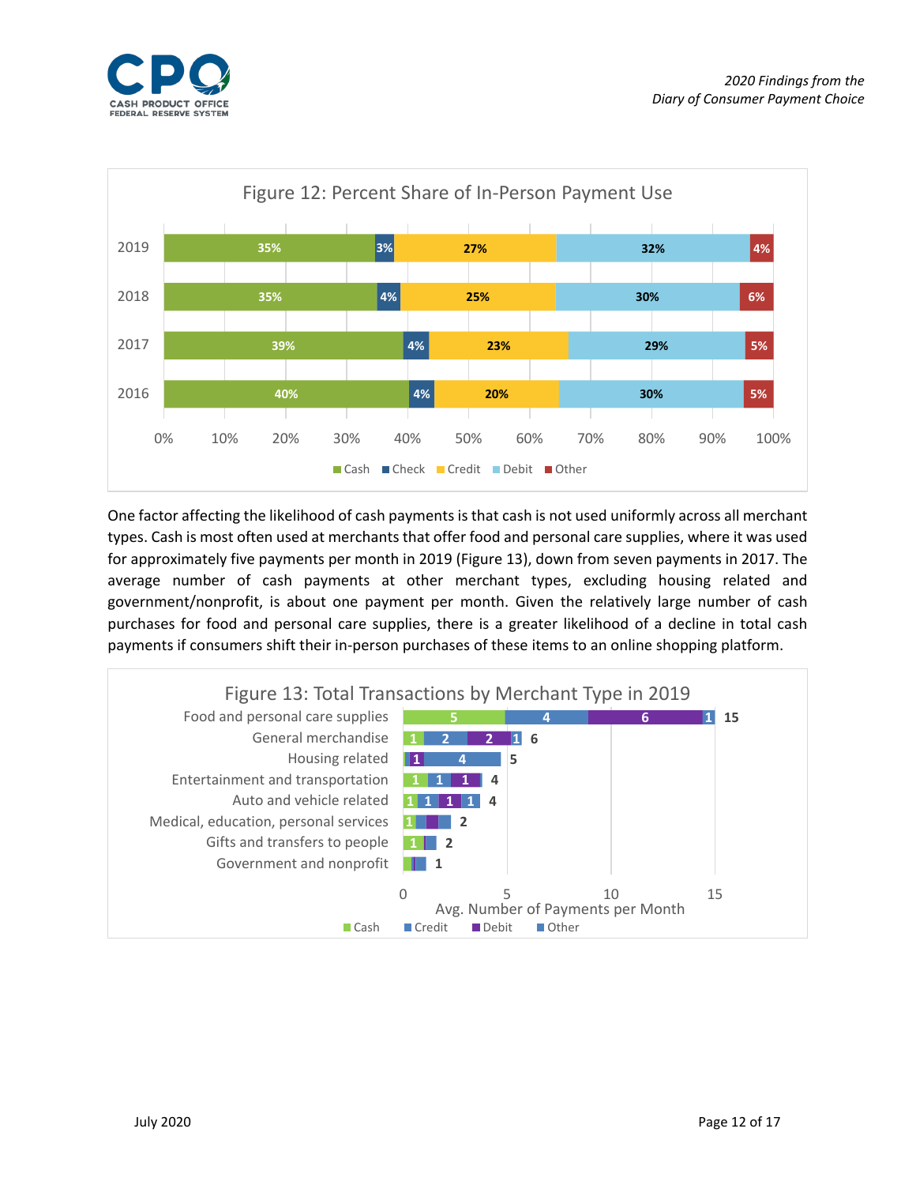Figure 12: Percent Share of In-Person Payment Use

| Year | Cash | Check | Credit | Debit | Other |
|---|---|---|---|---|---|
| 2019 | 35% | 3% | 27% | 32% | 4% |
| 2018 | 35% | 4% | 25% | 30% | 6% |
| 2017 | 39% | 4% | 23% | 29% | 5% |
| 2016 | 40% | 4% | 20% | 30% | 5% |

One factor affecting the likelihood of cash payments is that cash is not used uniformly across all merchant types. Cash is most often used at merchants that offer food and personal care supplies, where it was used for approximately five payments per month in 2019 (Figure 13), down from seven payments in 2017. The average number of cash payments at other merchant types, excluding housing related and government/nonprofit, is about one payment per month. Given the relatively large number of cash purchases for food and personal care supplies, there is a greater likelihood of a decline in total cash payments if consumers shift their in-person purchases of these items to an online shopping platform.

Figure 13: Total Transactions by Merchant Type in 2019

Avg. Number of Payments per Month

| Merchant type | Cash | Credit | Debit | Other | Total |
|---|---|---|---|---|---|
| Food and personal care supplies | 5 | 4 | 6 | 1 | 15 |
| General merchandise | 1 | 2 | 2 | 1 | 6 |
| Housing related | | | 1 | 4 | 5 |
| Entertainment and transportation | 1 | 1 | 1 | | 4 |
| Auto and vehicle related | 1 | 1 | 1 | 1 | 4 |
| Medical, education, personal services | 1 | | | | 2 |
| Gifts and transfers to people | 1 | | | | 2 |
| Government and nonprofit | | | | | 1 |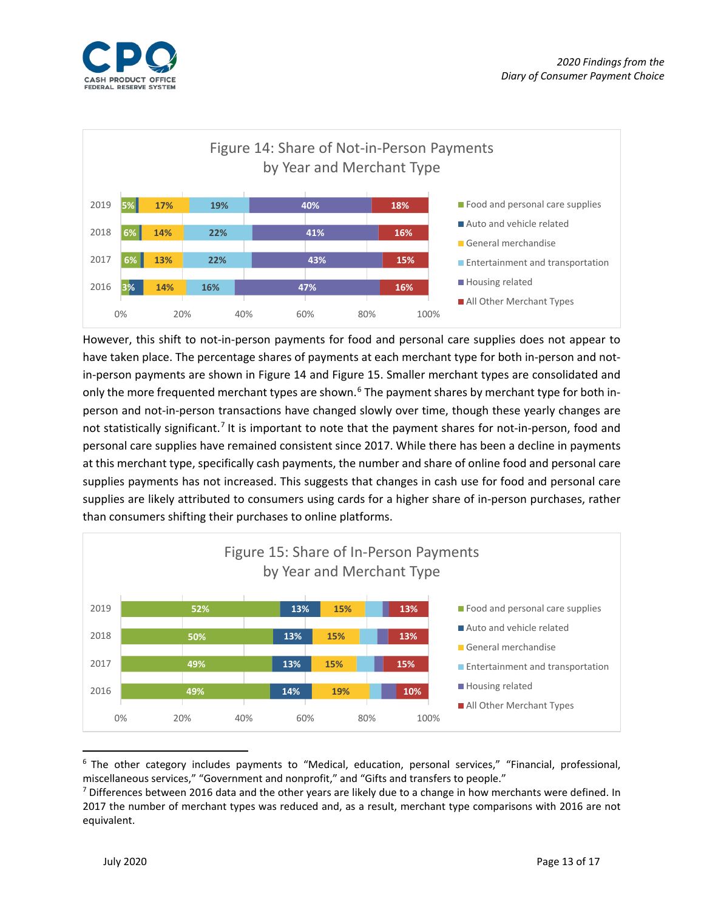**Figure 14: Share of Not-in-Person Payments by Year and Merchant Type**

| Year | Food and personal care supplies | Auto and vehicle related | General merchandise | Entertainment and transportation | Housing related | All Other Merchant Types |
|---|---|---|---|---|---|---|
| 2019 | 5% | | 17% | 19% | 40% | 18% |
| 2018 | 6% | | 14% | 22% | 41% | 16% |
| 2017 | 6% | | 13% | 22% | 43% | 15% |
| 2016 | 3% | | 14% | 16% | 47% | 16% |

However, this shift to not-in-person payments for food and personal care supplies does not appear to have taken place. The percentage shares of payments at each merchant type for both in-person and not-in-person payments are shown in Figure 14 and Figure 15. Smaller merchant types are consolidated and only the more frequented merchant types are shown.[6] The payment shares by merchant type for both in-person and not-in-person transactions have changed slowly over time, though these yearly changes are not statistically significant.[7] It is important to note that the payment shares for not-in-person, food and personal care supplies have remained consistent since 2017. While there has been a decline in payments at this merchant type, specifically cash payments, the number and share of online food and personal care supplies payments has not increased. This suggests that changes in cash use for food and personal care supplies are likely attributed to consumers using cards for a higher share of in-person purchases, rather than consumers shifting their purchases to online platforms.

**Figure 15: Share of In-Person Payments by Year and Merchant Type**

| Year | Food and personal care supplies | Auto and vehicle related | General merchandise | Entertainment and transportation | Housing related | All Other Merchant Types |
|---|---|---|---|---|---|---|
| 2019 | 52% | 13% | 15% | | | 13% |
| 2018 | 50% | 13% | 15% | | | 13% |
| 2017 | 49% | 13% | 15% | | | 15% |
| 2016 | 49% | 14% | 19% | | | 10% |

---

[6] The other category includes payments to "Medical, education, personal services," "Financial, professional, miscellaneous services," "Government and nonprofit," and "Gifts and transfers to people."

[7] Differences between 2016 data and the other years are likely due to a change in how merchants were defined. In 2017 the number of merchant types was reduced and, as a result, merchant type comparisons with 2016 are not equivalent.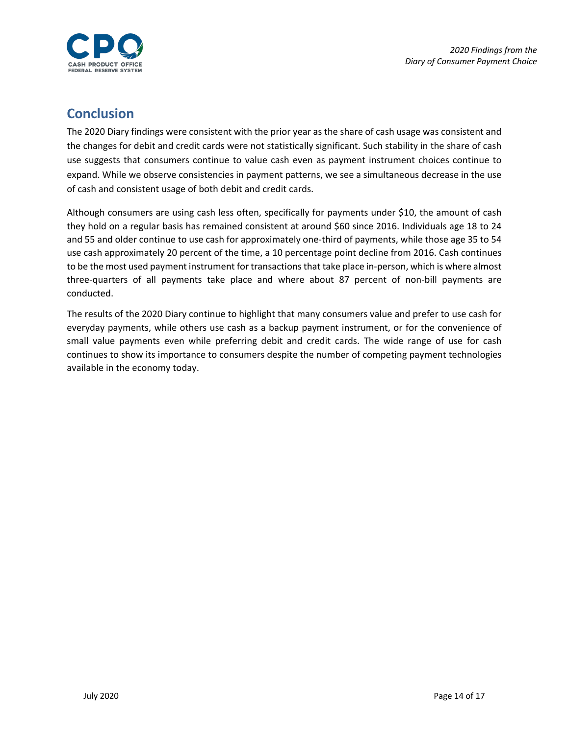## Conclusion

The 2020 Diary findings were consistent with the prior year as the share of cash usage was consistent and the changes for debit and credit cards were not statistically significant. Such stability in the share of cash use suggests that consumers continue to value cash even as payment instrument choices continue to expand. While we observe consistencies in payment patterns, we see a simultaneous decrease in the use of cash and consistent usage of both debit and credit cards.

Although consumers are using cash less often, specifically for payments under $10, the amount of cash they hold on a regular basis has remained consistent at around $60 since 2016. Individuals age 18 to 24 and 55 and older continue to use cash for approximately one-third of payments, while those age 35 to 54 use cash approximately 20 percent of the time, a 10 percentage point decline from 2016. Cash continues to be the most used payment instrument for transactions that take place in-person, which is where almost three-quarters of all payments take place and where about 87 percent of non-bill payments are conducted.

The results of the 2020 Diary continue to highlight that many consumers value and prefer to use cash for everyday payments, while others use cash as a backup payment instrument, or for the convenience of small value payments even while preferring debit and credit cards. The wide range of use for cash continues to show its importance to consumers despite the number of competing payment technologies available in the economy today.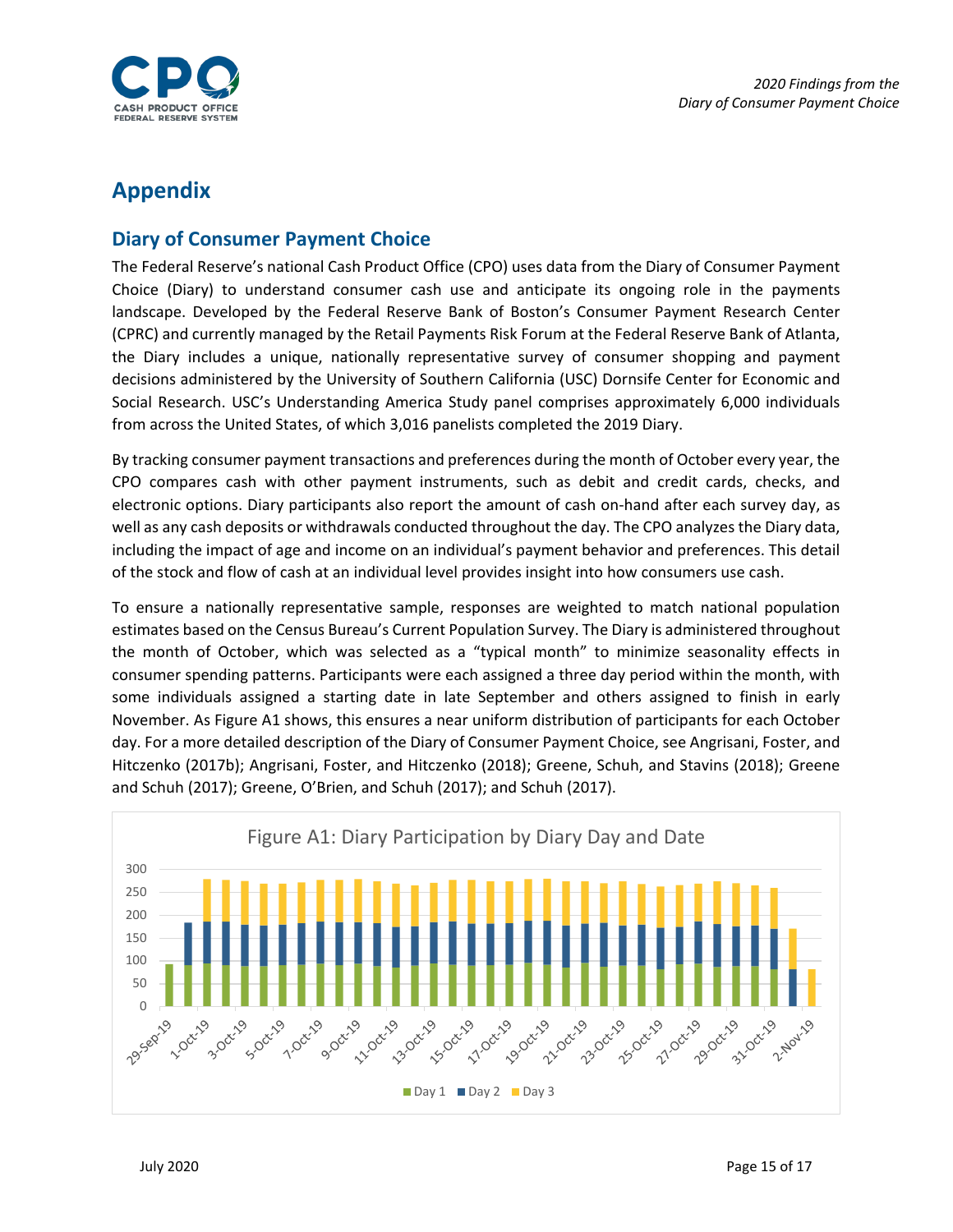# Appendix

## Diary of Consumer Payment Choice

The Federal Reserve's national Cash Product Office (CPO) uses data from the Diary of Consumer Payment Choice (Diary) to understand consumer cash use and anticipate its ongoing role in the payments landscape. Developed by the Federal Reserve Bank of Boston's Consumer Payment Research Center (CPRC) and currently managed by the Retail Payments Risk Forum at the Federal Reserve Bank of Atlanta, the Diary includes a unique, nationally representative survey of consumer shopping and payment decisions administered by the University of Southern California (USC) Dornsife Center for Economic and Social Research. USC's Understanding America Study panel comprises approximately 6,000 individuals from across the United States, of which 3,016 panelists completed the 2019 Diary.

By tracking consumer payment transactions and preferences during the month of October every year, the CPO compares cash with other payment instruments, such as debit and credit cards, checks, and electronic options. Diary participants also report the amount of cash on-hand after each survey day, as well as any cash deposits or withdrawals conducted throughout the day. The CPO analyzes the Diary data, including the impact of age and income on an individual's payment behavior and preferences. This detail of the stock and flow of cash at an individual level provides insight into how consumers use cash.

To ensure a nationally representative sample, responses are weighted to match national population estimates based on the Census Bureau's Current Population Survey. The Diary is administered throughout the month of October, which was selected as a "typical month" to minimize seasonality effects in consumer spending patterns. Participants were each assigned a three day period within the month, with some individuals assigned a starting date in late September and others assigned to finish in early November. As Figure A1 shows, this ensures a near uniform distribution of participants for each October day. For a more detailed description of the Diary of Consumer Payment Choice, see Angrisani, Foster, and Hitczenko (2017b); Angrisani, Foster, and Hitczenko (2018); Greene, Schuh, and Stavins (2018); Greene and Schuh (2017); Greene, O'Brien, and Schuh (2017); and Schuh (2017).

Figure A1: Diary Participation by Diary Day and Date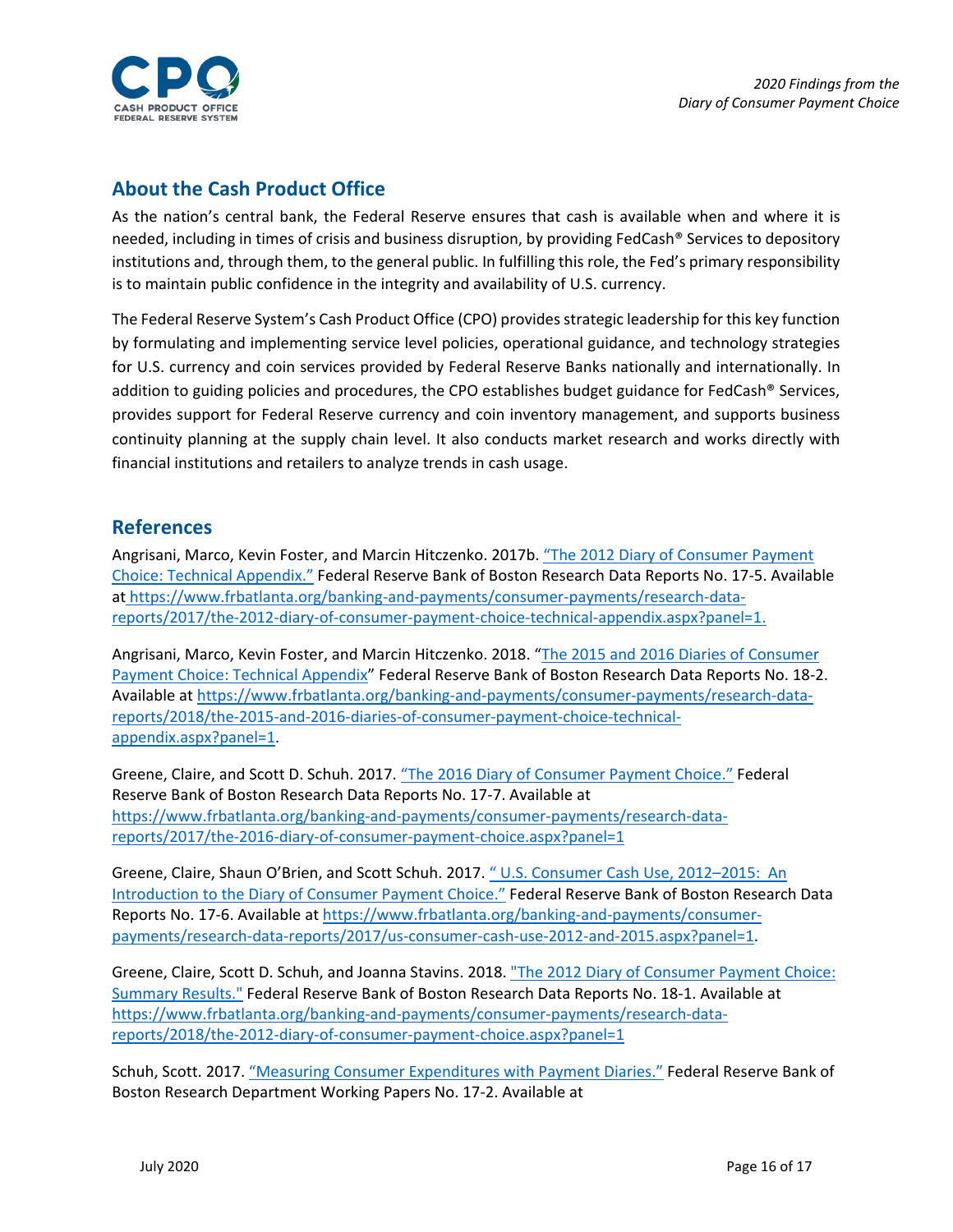## About the Cash Product Office

As the nation's central bank, the Federal Reserve ensures that cash is available when and where it is needed, including in times of crisis and business disruption, by providing FedCash® Services to depository institutions and, through them, to the general public. In fulfilling this role, the Fed's primary responsibility is to maintain public confidence in the integrity and availability of U.S. currency.

The Federal Reserve System's Cash Product Office (CPO) provides strategic leadership for this key function by formulating and implementing service level policies, operational guidance, and technology strategies for U.S. currency and coin services provided by Federal Reserve Banks nationally and internationally. In addition to guiding policies and procedures, the CPO establishes budget guidance for FedCash® Services, provides support for Federal Reserve currency and coin inventory management, and supports business continuity planning at the supply chain level. It also conducts market research and works directly with financial institutions and retailers to analyze trends in cash usage.

## References

Angrisani, Marco, Kevin Foster, and Marcin Hitczenko. 2017b. "The 2012 Diary of Consumer Payment Choice: Technical Appendix." Federal Reserve Bank of Boston Research Data Reports No. 17-5. Available at https://www.frbatlanta.org/banking-and-payments/consumer-payments/research-data-reports/2017/the-2012-diary-of-consumer-payment-choice-technical-appendix.aspx?panel=1.

Angrisani, Marco, Kevin Foster, and Marcin Hitczenko. 2018. "The 2015 and 2016 Diaries of Consumer Payment Choice: Technical Appendix" Federal Reserve Bank of Boston Research Data Reports No. 18-2. Available at https://www.frbatlanta.org/banking-and-payments/consumer-payments/research-data-reports/2018/the-2015-and-2016-diaries-of-consumer-payment-choice-technical-appendix.aspx?panel=1.

Greene, Claire, and Scott D. Schuh. 2017. "The 2016 Diary of Consumer Payment Choice." Federal Reserve Bank of Boston Research Data Reports No. 17-7. Available at https://www.frbatlanta.org/banking-and-payments/consumer-payments/research-data-reports/2017/the-2016-diary-of-consumer-payment-choice.aspx?panel=1

Greene, Claire, Shaun O'Brien, and Scott Schuh. 2017. " U.S. Consumer Cash Use, 2012–2015: An Introduction to the Diary of Consumer Payment Choice." Federal Reserve Bank of Boston Research Data Reports No. 17-6. Available at https://www.frbatlanta.org/banking-and-payments/consumer-payments/research-data-reports/2017/us-consumer-cash-use-2012-and-2015.aspx?panel=1.

Greene, Claire, Scott D. Schuh, and Joanna Stavins. 2018. "The 2012 Diary of Consumer Payment Choice: Summary Results." Federal Reserve Bank of Boston Research Data Reports No. 18-1. Available at https://www.frbatlanta.org/banking-and-payments/consumer-payments/research-data-reports/2018/the-2012-diary-of-consumer-payment-choice.aspx?panel=1

Schuh, Scott. 2017. "Measuring Consumer Expenditures with Payment Diaries." Federal Reserve Bank of Boston Research Department Working Papers No. 17-2. Available at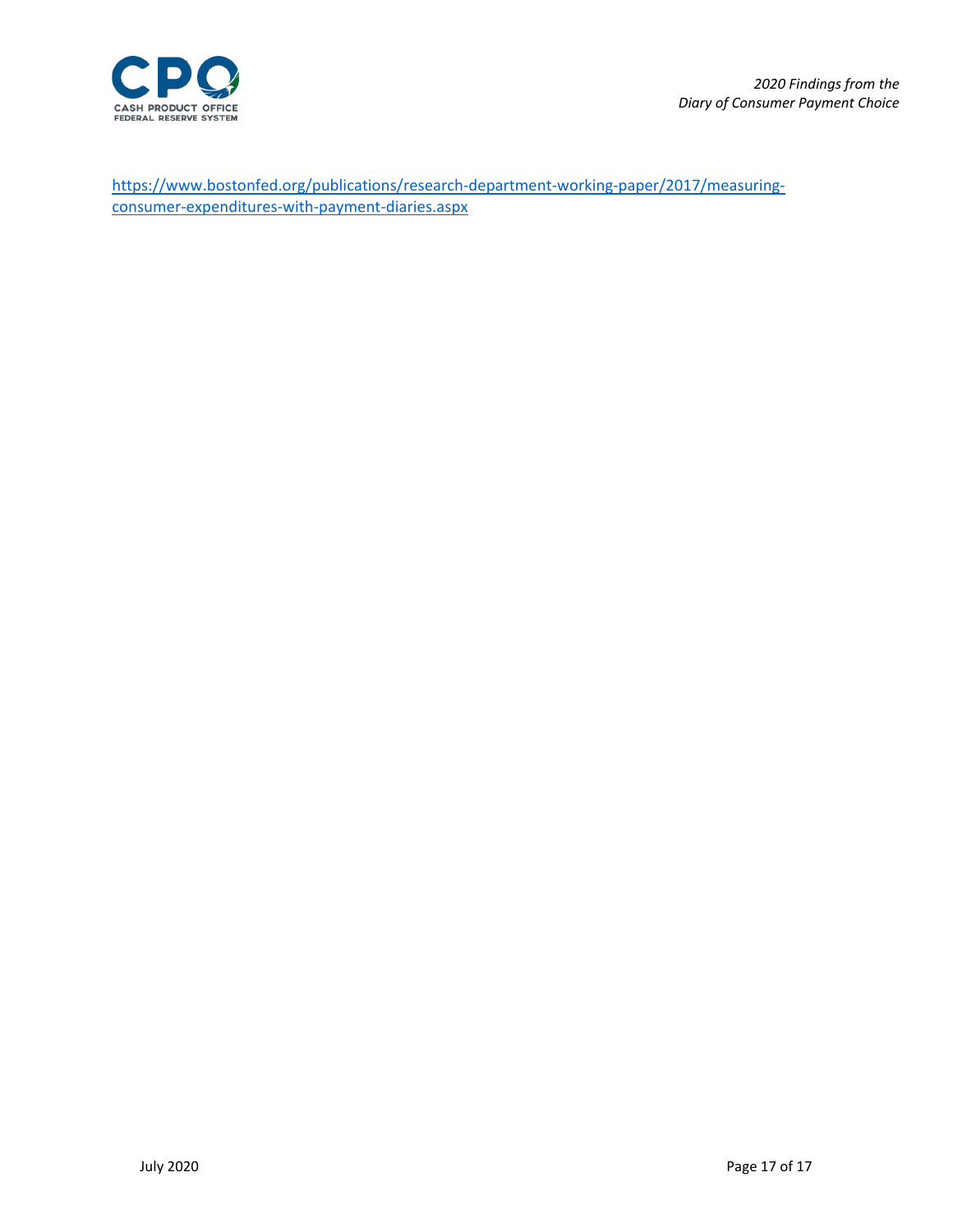https://www.bostonfed.org/publications/research-department-working-paper/2017/measuring-consumer-expenditures-with-payment-diaries.aspx